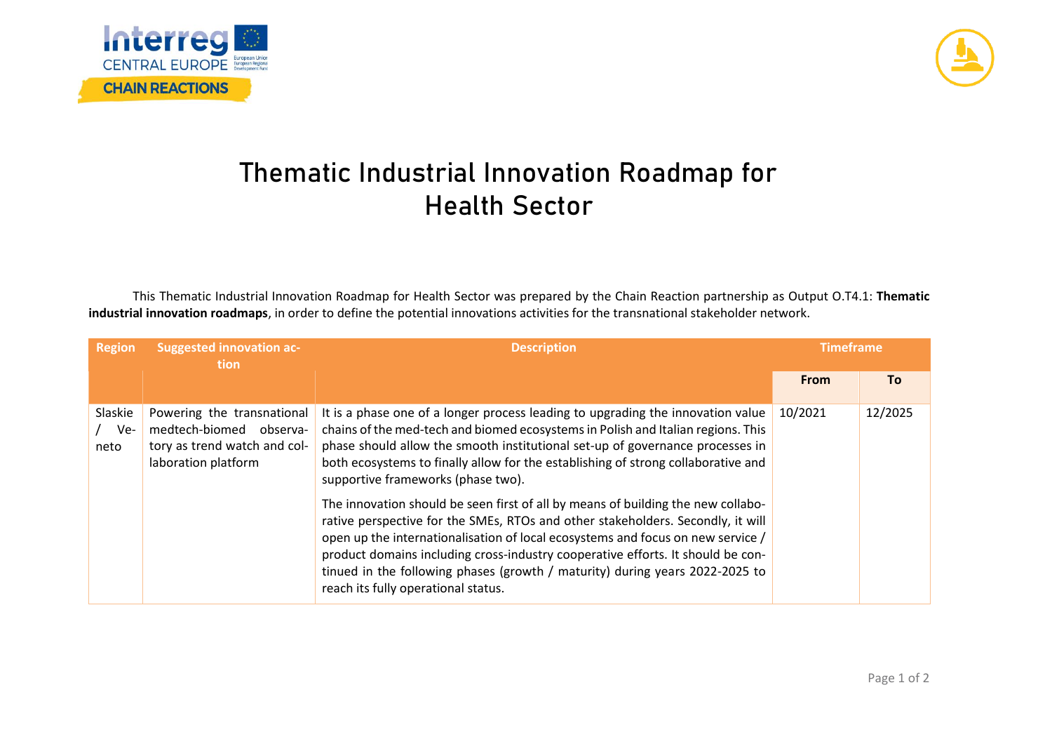# Thematic Industrial Innovation Roadmap for Health Sector

This Thematic Industrial Innovation Roadmap for Health Sector was prepared by the Chain Reaction partnership as Output O.T4.1: **Thematic industrial innovation roadmaps**, in order to define the potential innovations activities for the transnational stakeholder network.

| Region | Suggested innovation action | Description | Timeframe | |
|---|---|---|---|---|
| | | | From | To |
| Slaskie / Veneto | Powering the transnational medtech-biomed observatory as trend watch and collaboration platform | It is a phase one of a longer process leading to upgrading the innovation value chains of the med-tech and biomed ecosystems in Polish and Italian regions. This phase should allow the smooth institutional set-up of governance processes in both ecosystems to finally allow for the establishing of strong collaborative and supportive frameworks (phase two).<br><br>The innovation should be seen first of all by means of building the new collaborative perspective for the SMEs, RTOs and other stakeholders. Secondly, it will open up the internationalisation of local ecosystems and focus on new service / product domains including cross-industry cooperative efforts. It should be continued in the following phases (growth / maturity) during years 2022-2025 to reach its fully operational status. | 10/2021 | 12/2025 |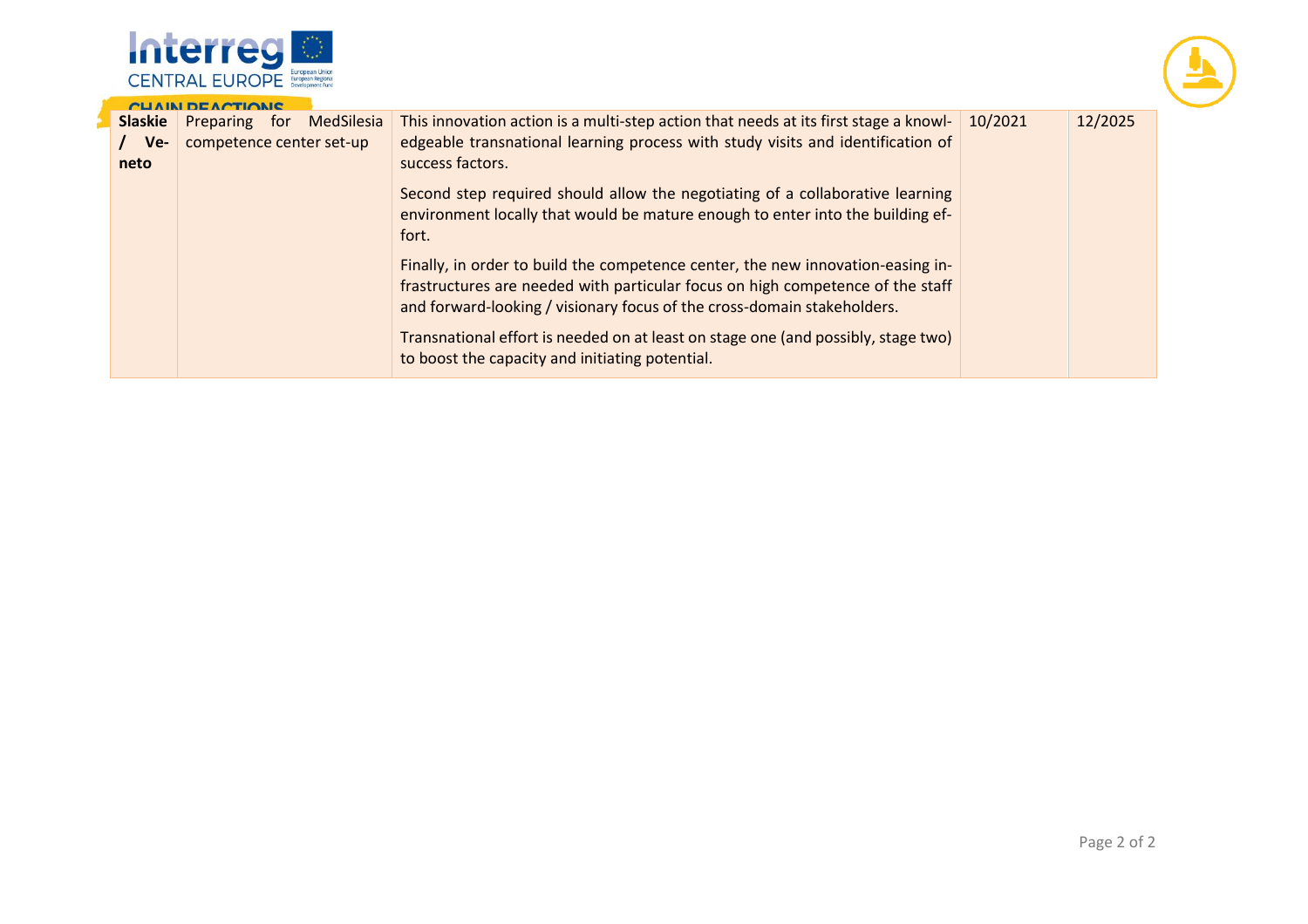| | | | | |
|---|---|---|---|---|
| **Slaskie / Veneto** | Preparing for MedSilesia competence center set-up | This innovation action is a multi-step action that needs at its first stage a knowledgeable transnational learning process with study visits and identification of success factors.<br><br>Second step required should allow the negotiating of a collaborative learning environment locally that would be mature enough to enter into the building effort.<br><br>Finally, in order to build the competence center, the new innovation-easing infrastructures are needed with particular focus on high competence of the staff and forward-looking / visionary focus of the cross-domain stakeholders.<br><br>Transnational effort is needed on at least on stage one (and possibly, stage two) to boost the capacity and initiating potential. | 10/2021 | 12/2025 |